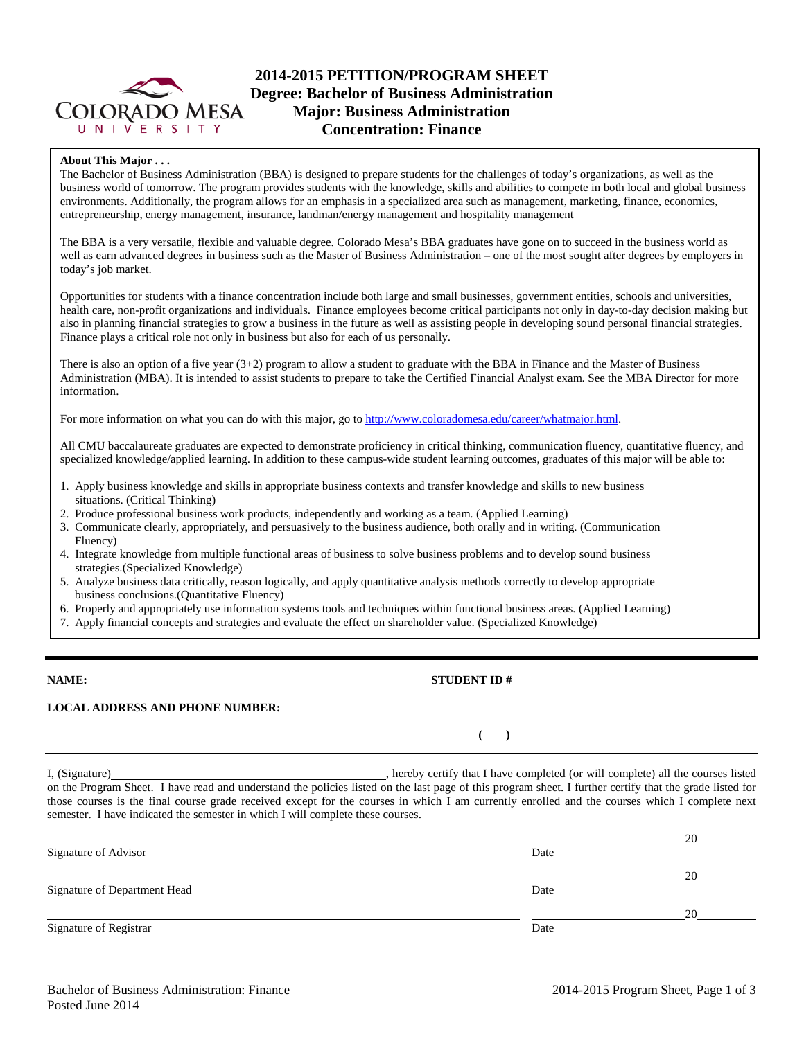COLORADO MESA UNIVERSITY

# 2014-2015 PETITION/PROGRAM SHEET
## Degree: Bachelor of Business Administration
## Major: Business Administration
## Concentration: Finance

**About This Major . . .**

The Bachelor of Business Administration (BBA) is designed to prepare students for the challenges of today's organizations, as well as the business world of tomorrow. The program provides students with the knowledge, skills and abilities to compete in both local and global business environments. Additionally, the program allows for an emphasis in a specialized area such as management, marketing, finance, economics, entrepreneurship, energy management, insurance, landman/energy management and hospitality management

The BBA is a very versatile, flexible and valuable degree. Colorado Mesa's BBA graduates have gone on to succeed in the business world as well as earn advanced degrees in business such as the Master of Business Administration – one of the most sought after degrees by employers in today's job market.

Opportunities for students with a finance concentration include both large and small businesses, government entities, schools and universities, health care, non-profit organizations and individuals. Finance employees become critical participants not only in day-to-day decision making but also in planning financial strategies to grow a business in the future as well as assisting people in developing sound personal financial strategies. Finance plays a critical role not only in business but also for each of us personally.

There is also an option of a five year (3+2) program to allow a student to graduate with the BBA in Finance and the Master of Business Administration (MBA). It is intended to assist students to prepare to take the Certified Financial Analyst exam. See the MBA Director for more information.

For more information on what you can do with this major, go to http://www.coloradomesa.edu/career/whatmajor.html.

All CMU baccalaureate graduates are expected to demonstrate proficiency in critical thinking, communication fluency, quantitative fluency, and specialized knowledge/applied learning. In addition to these campus-wide student learning outcomes, graduates of this major will be able to:

1. Apply business knowledge and skills in appropriate business contexts and transfer knowledge and skills to new business situations. (Critical Thinking)
2. Produce professional business work products, independently and working as a team. (Applied Learning)
3. Communicate clearly, appropriately, and persuasively to the business audience, both orally and in writing. (Communication Fluency)
4. Integrate knowledge from multiple functional areas of business to solve business problems and to develop sound business strategies.(Specialized Knowledge)
5. Analyze business data critically, reason logically, and apply quantitative analysis methods correctly to develop appropriate business conclusions.(Quantitative Fluency)
6. Properly and appropriately use information systems tools and techniques within functional business areas. (Applied Learning)
7. Apply financial concepts and strategies and evaluate the effect on shareholder value. (Specialized Knowledge)

---

**NAME:** ______________________ **STUDENT ID #** ______________________

**LOCAL ADDRESS AND PHONE NUMBER:** ______________________

______________________ **( )** ______________________

I, (Signature)______________________, hereby certify that I have completed (or will complete) all the courses listed on the Program Sheet. I have read and understand the policies listed on the last page of this program sheet. I further certify that the grade listed for those courses is the final course grade received except for the courses in which I am currently enrolled and the courses which I complete next semester. I have indicated the semester in which I will complete these courses.

______________________ ______________20______
Signature of Advisor Date

______________________ ______________20______
Signature of Department Head Date

______________________ ______________20______
Signature of Registrar Date

Bachelor of Business Administration: Finance
Posted June 2014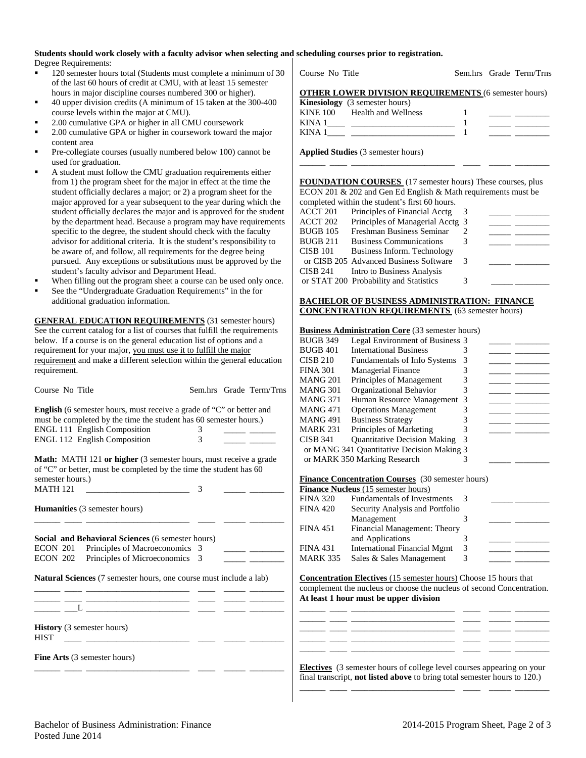**Students should work closely with a faculty advisor when selecting and scheduling courses prior to registration.**

Degree Requirements:

- 120 semester hours total (Students must complete a minimum of 30 of the last 60 hours of credit at CMU, with at least 15 semester hours in major discipline courses numbered 300 or higher).
- 40 upper division credits (A minimum of 15 taken at the 300-400 course levels within the major at CMU).
- 2.00 cumulative GPA or higher in all CMU coursework
- 2.00 cumulative GPA or higher in coursework toward the major content area
- Pre-collegiate courses (usually numbered below 100) cannot be used for graduation.
- A student must follow the CMU graduation requirements either from 1) the program sheet for the major in effect at the time the student officially declares a major; or 2) a program sheet for the major approved for a year subsequent to the year during which the student officially declares the major and is approved for the student by the department head. Because a program may have requirements specific to the degree, the student should check with the faculty advisor for additional criteria. It is the student's responsibility to be aware of, and follow, all requirements for the degree being pursued. Any exceptions or substitutions must be approved by the student's faculty advisor and Department Head.
- When filling out the program sheet a course can be used only once.
- See the "Undergraduate Graduation Requirements" in the for additional graduation information.

**GENERAL EDUCATION REQUIREMENTS** (31 semester hours) See the current catalog for a list of courses that fulfill the requirements below. If a course is on the general education list of options and a requirement for your major, you must use it to fulfill the major requirement and make a different selection within the general education requirement.

| Course No | Title | Sem.hrs | Grade | Term/Trns |
|---|---|---|---|---|

**English** (6 semester hours, must receive a grade of "C" or better and must be completed by the time the student has 60 semester hours.)

| | | | | |
|---|---|---|---|---|
| ENGL 111 | English Composition | 3 | | |
| ENGL 112 | English Composition | 3 | | |

**Math:** MATH 121 **or higher** (3 semester hours, must receive a grade of "C" or better, must be completed by the time the student has 60 semester hours.)

| | | | | |
|---|---|---|---|---|
| MATH 121 | | 3 | | |

**Humanities** (3 semester hours)

**Social and Behavioral Sciences** (6 semester hours)

| | | | | |
|---|---|---|---|---|
| ECON 201 | Principles of Macroeconomics | 3 | | |
| ECON 202 | Principles of Microeconomics | 3 | | |

**Natural Sciences** (7 semester hours, one course must include a lab)

| | | | | |
|---|---|---|---|---|
| | | | | |
| | | | | |
| L | | | | |

**History** (3 semester hours)

| | | | | |
|---|---|---|---|---|
| HIST | | | | |

**Fine Arts** (3 semester hours)

| Course No | Title | Sem.hrs | Grade | Term/Trns |
|---|---|---|---|---|

**OTHER LOWER DIVISION REQUIREMENTS** (6 semester hours)

**Kinesiology** (3 semester hours)

| | | | | |
|---|---|---|---|---|
| KINE 100 | Health and Wellness | 1 | | |
| KINA 1___ | | 1 | | |
| KINA 1___ | | 1 | | |

**Applied Studies** (3 semester hours)

**FOUNDATION COURSES** (17 semester hours) These courses, plus ECON 201 & 202 and Gen Ed English & Math requirements must be completed within the student's first 60 hours.

| | | | | |
|---|---|---|---|---|
| ACCT 201 | Principles of Financial Acctg | 3 | | |
| ACCT 202 | Principles of Managerial Acctg | 3 | | |
| BUGB 105 | Freshman Business Seminar | 2 | | |
| BUGB 211 | Business Communications | 3 | | |
| CISB 101 or CISB 205 | Business Inform. Technology or Advanced Business Software | 3 | | |
| CISB 241 or STAT 200 | Intro to Business Analysis or Probability and Statistics | 3 | | |

**BACHELOR OF BUSINESS ADMINISTRATION: FINANCE CONCENTRATION REQUIREMENTS** (63 semester hours)

**Business Administration Core** (33 semester hours)

| | | | | |
|---|---|---|---|---|
| BUGB 349 | Legal Environment of Business | 3 | | |
| BUGB 401 | International Business | 3 | | |
| CISB 210 | Fundamentals of Info Systems | 3 | | |
| FINA 301 | Managerial Finance | 3 | | |
| MANG 201 | Principles of Management | 3 | | |
| MANG 301 | Organizational Behavior | 3 | | |
| MANG 371 | Human Resource Management | 3 | | |
| MANG 471 | Operations Management | 3 | | |
| MANG 491 | Business Strategy | 3 | | |
| MARK 231 | Principles of Marketing | 3 | | |
| CISB 341 or MANG 341 or MARK 350 | Quantitative Decision Making or Quantitative Decision Making or Marking Research | 3 | | |

**Finance Concentration Courses** (30 semester hours)

**Finance Nucleus** (15 semester hours)

| | | | | |
|---|---|---|---|---|
| FINA 320 | Fundamentals of Investments | 3 | | |
| FINA 420 | Security Analysis and Portfolio Management | 3 | | |
| FINA 451 | Financial Management: Theory and Applications | 3 | | |
| FINA 431 | International Financial Mgmt | 3 | | |
| MARK 335 | Sales & Sales Management | 3 | | |

**Concentration Electives** (15 semester hours) Choose 15 hours that complement the nucleus or choose the nucleus of second Concentration. **At least 1 hour must be upper division**

**Electives** (3 semester hours of college level courses appearing on your final transcript, **not listed above** to bring total semester hours to 120.)

Bachelor of Business Administration: Finance
Posted June 2014

2014-2015 Program Sheet, Page 2 of 3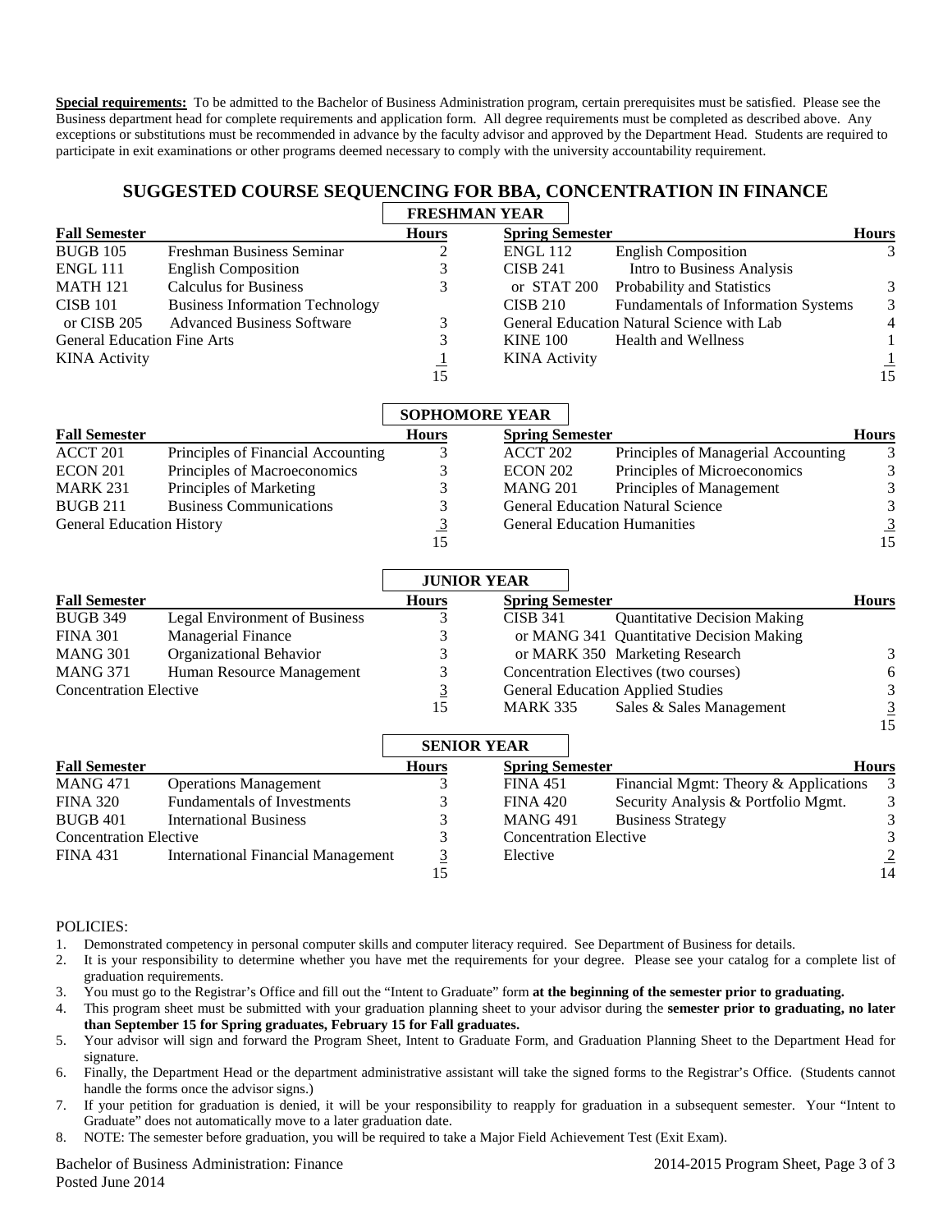**Special requirements:** To be admitted to the Bachelor of Business Administration program, certain prerequisites must be satisfied. Please see the Business department head for complete requirements and application form. All degree requirements must be completed as described above. Any exceptions or substitutions must be recommended in advance by the faculty advisor and approved by the Department Head. Students are required to participate in exit examinations or other programs deemed necessary to comply with the university accountability requirement.

## SUGGESTED COURSE SEQUENCING FOR BBA, CONCENTRATION IN FINANCE

### FRESHMAN YEAR

| Fall Semester | | Hours | Spring Semester | | Hours |
|---|---|---|---|---|---|
| BUGB 105 | Freshman Business Seminar | 2 | ENGL 112 | English Composition | 3 |
| ENGL 111 | English Composition | 3 | CISB 241 | Intro to Business Analysis | |
| MATH 121 | Calculus for Business | 3 | or STAT 200 | Probability and Statistics | 3 |
| CISB 101 | Business Information Technology | | CISB 210 | Fundamentals of Information Systems | 3 |
| or CISB 205 | Advanced Business Software | 3 | General Education Natural Science with Lab | | 4 |
| General Education Fine Arts | | 3 | KINE 100 | Health and Wellness | 1 |
| KINA Activity | | 1 | KINA Activity | | 1 |
| | | 15 | | | 15 |

### SOPHOMORE YEAR

| Fall Semester | | Hours | Spring Semester | | Hours |
|---|---|---|---|---|---|
| ACCT 201 | Principles of Financial Accounting | 3 | ACCT 202 | Principles of Managerial Accounting | 3 |
| ECON 201 | Principles of Macroeconomics | 3 | ECON 202 | Principles of Microeconomics | 3 |
| MARK 231 | Principles of Marketing | 3 | MANG 201 | Principles of Management | 3 |
| BUGB 211 | Business Communications | 3 | General Education Natural Science | | 3 |
| General Education History | | 3 | General Education Humanities | | 3 |
| | | 15 | | | 15 |

### JUNIOR YEAR

| Fall Semester | | Hours | Spring Semester | | Hours |
|---|---|---|---|---|---|
| BUGB 349 | Legal Environment of Business | 3 | CISB 341 | Quantitative Decision Making | |
| FINA 301 | Managerial Finance | 3 | or MANG 341 | Quantitative Decision Making | |
| MANG 301 | Organizational Behavior | 3 | or MARK 350 | Marketing Research | 3 |
| MANG 371 | Human Resource Management | 3 | Concentration Electives (two courses) | | 6 |
| Concentration Elective | | 3 | General Education Applied Studies | | 3 |
| | | 15 | MARK 335 | Sales & Sales Management | 3 |
| | | | | | 15 |

### SENIOR YEAR

| Fall Semester | | Hours | Spring Semester | | Hours |
|---|---|---|---|---|---|
| MANG 471 | Operations Management | 3 | FINA 451 | Financial Mgmt: Theory & Applications | 3 |
| FINA 320 | Fundamentals of Investments | 3 | FINA 420 | Security Analysis & Portfolio Mgmt. | 3 |
| BUGB 401 | International Business | 3 | MANG 491 | Business Strategy | 3 |
| Concentration Elective | | 3 | Concentration Elective | | 3 |
| FINA 431 | International Financial Management | 3 | Elective | | 2 |
| | | 15 | | | 14 |

POLICIES:

1. Demonstrated competency in personal computer skills and computer literacy required. See Department of Business for details.
2. It is your responsibility to determine whether you have met the requirements for your degree. Please see your catalog for a complete list of graduation requirements.
3. You must go to the Registrar's Office and fill out the "Intent to Graduate" form **at the beginning of the semester prior to graduating.**
4. This program sheet must be submitted with your graduation planning sheet to your advisor during the **semester prior to graduating, no later than September 15 for Spring graduates, February 15 for Fall graduates.**
5. Your advisor will sign and forward the Program Sheet, Intent to Graduate Form, and Graduation Planning Sheet to the Department Head for signature.
6. Finally, the Department Head or the department administrative assistant will take the signed forms to the Registrar's Office. (Students cannot handle the forms once the advisor signs.)
7. If your petition for graduation is denied, it will be your responsibility to reapply for graduation in a subsequent semester. Your "Intent to Graduate" does not automatically move to a later graduation date.
8. NOTE: The semester before graduation, you will be required to take a Major Field Achievement Test (Exit Exam).

Bachelor of Business Administration: Finance
Posted June 2014